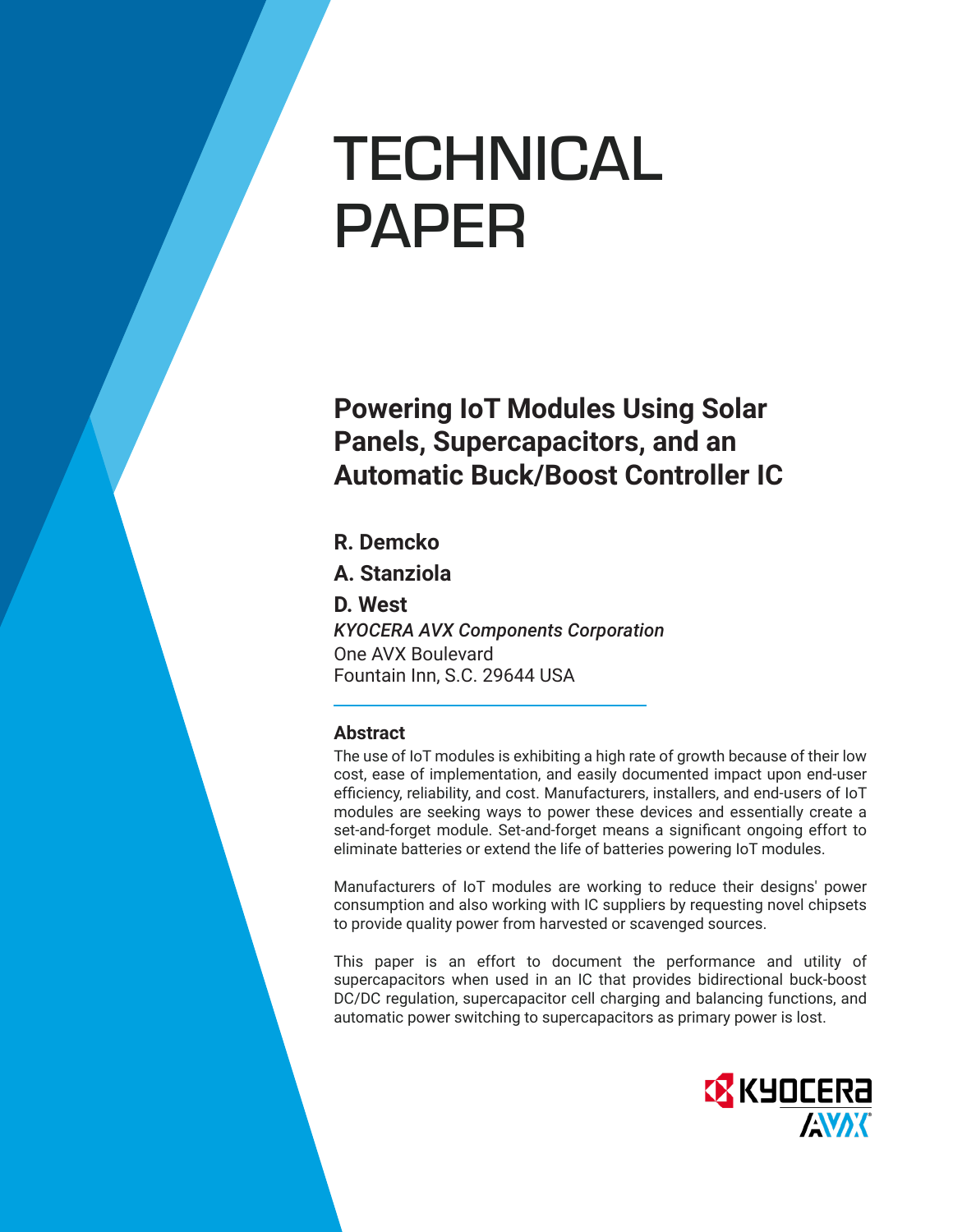# TECHNICAL PAPER

## Powering IoT Modules Using Solar Panels, Supercapacitors, and an Automatic Buck/Boost Controller IC

**R. Demcko**

**A. Stanziola**

**D. West**

*KYOCERA AVX Components Corporation*
One AVX Boulevard
Fountain Inn, S.C. 29644 USA

### Abstract

The use of IoT modules is exhibiting a high rate of growth because of their low cost, ease of implementation, and easily documented impact upon end-user efficiency, reliability, and cost. Manufacturers, installers, and end-users of IoT modules are seeking ways to power these devices and essentially create a set-and-forget module. Set-and-forget means a significant ongoing effort to eliminate batteries or extend the life of batteries powering IoT modules.

Manufacturers of IoT modules are working to reduce their designs' power consumption and also working with IC suppliers by requesting novel chipsets to provide quality power from harvested or scavenged sources.

This paper is an effort to document the performance and utility of supercapacitors when used in an IC that provides bidirectional buck-boost DC/DC regulation, supercapacitor cell charging and balancing functions, and automatic power switching to supercapacitors as primary power is lost.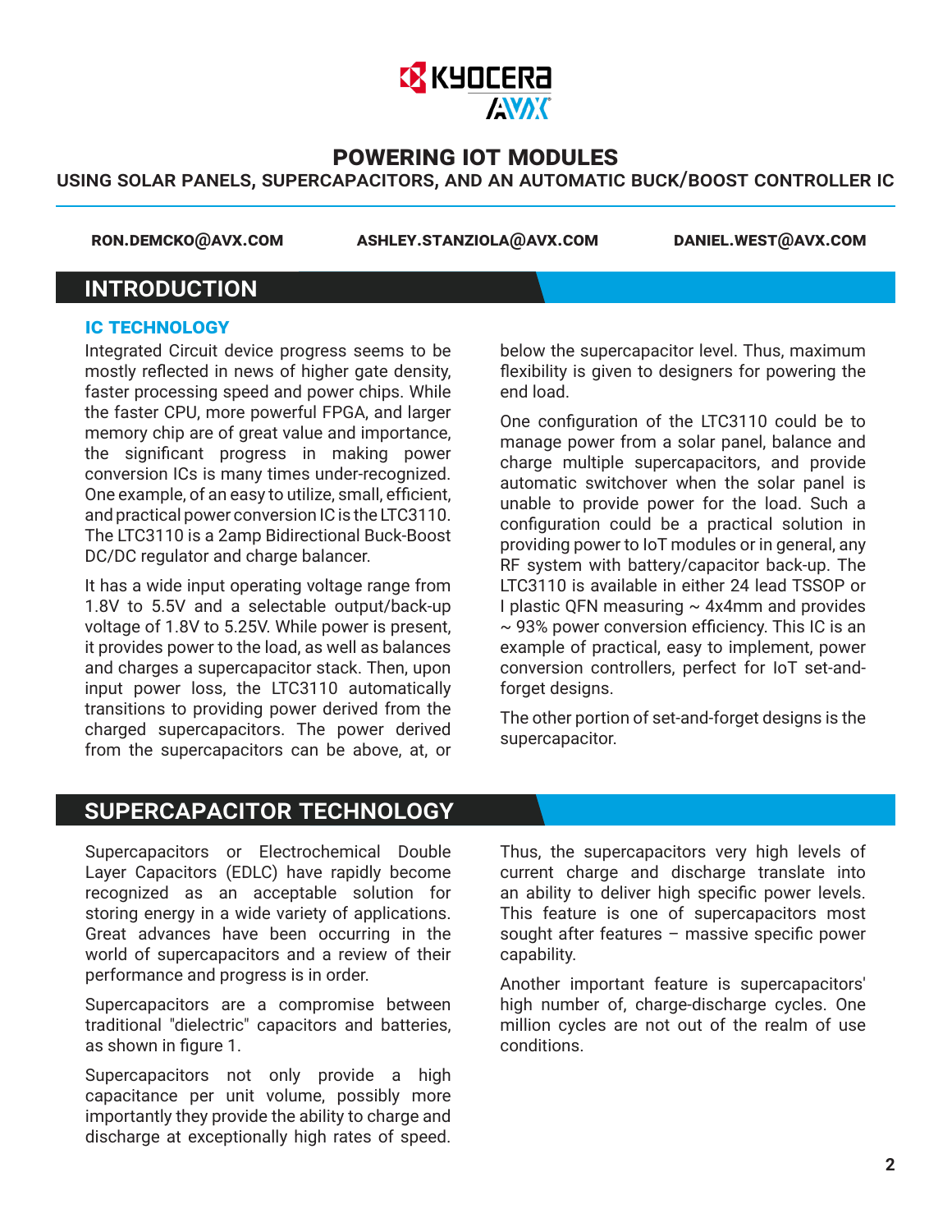# POWERING IOT MODULES

## USING SOLAR PANELS, SUPERCAPACITORS, AND AN AUTOMATIC BUCK/BOOST CONTROLLER IC

**RON.DEMCKO@AVX.COM** **ASHLEY.STANZIOLA@AVX.COM** **DANIEL.WEST@AVX.COM**

## INTRODUCTION

### IC TECHNOLOGY

Integrated Circuit device progress seems to be mostly reflected in news of higher gate density, faster processing speed and power chips. While the faster CPU, more powerful FPGA, and larger memory chip are of great value and importance, the significant progress in making power conversion ICs is many times under-recognized. One example, of an easy to utilize, small, efficient, and practical power conversion IC is the LTC3110. The LTC3110 is a 2amp Bidirectional Buck-Boost DC/DC regulator and charge balancer.

It has a wide input operating voltage range from 1.8V to 5.5V and a selectable output/back-up voltage of 1.8V to 5.25V. While power is present, it provides power to the load, as well as balances and charges a supercapacitor stack. Then, upon input power loss, the LTC3110 automatically transitions to providing power derived from the charged supercapacitors. The power derived from the supercapacitors can be above, at, or below the supercapacitor level. Thus, maximum flexibility is given to designers for powering the end load.

One configuration of the LTC3110 could be to manage power from a solar panel, balance and charge multiple supercapacitors, and provide automatic switchover when the solar panel is unable to provide power for the load. Such a configuration could be a practical solution in providing power to IoT modules or in general, any RF system with battery/capacitor back-up. The LTC3110 is available in either 24 lead TSSOP or I plastic QFN measuring ~ 4x4mm and provides ~ 93% power conversion efficiency. This IC is an example of practical, easy to implement, power conversion controllers, perfect for IoT set-and-forget designs.

The other portion of set-and-forget designs is the supercapacitor.

## SUPERCAPACITOR TECHNOLOGY

Supercapacitors or Electrochemical Double Layer Capacitors (EDLC) have rapidly become recognized as an acceptable solution for storing energy in a wide variety of applications. Great advances have been occurring in the world of supercapacitors and a review of their performance and progress is in order.

Supercapacitors are a compromise between traditional "dielectric" capacitors and batteries, as shown in figure 1.

Supercapacitors not only provide a high capacitance per unit volume, possibly more importantly they provide the ability to charge and discharge at exceptionally high rates of speed. Thus, the supercapacitors very high levels of current charge and discharge translate into an ability to deliver high specific power levels. This feature is one of supercapacitors most sought after features – massive specific power capability.

Another important feature is supercapacitors' high number of, charge-discharge cycles. One million cycles are not out of the realm of use conditions.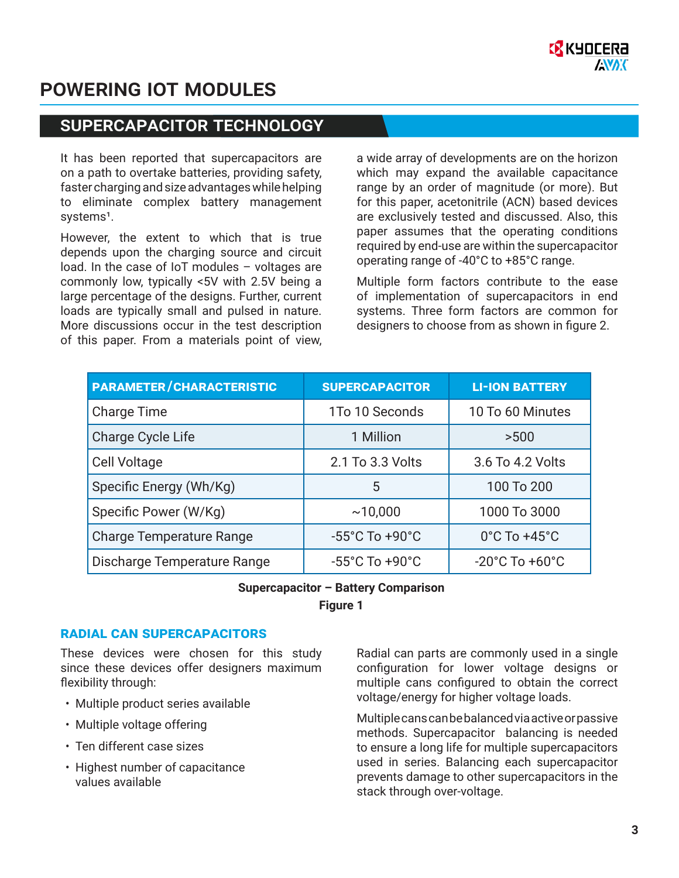# POWERING IOT MODULES

## SUPERCAPACITOR TECHNOLOGY

It has been reported that supercapacitors are on a path to overtake batteries, providing safety, faster charging and size advantages while helping to eliminate complex battery management systems[1].

However, the extent to which that is true depends upon the charging source and circuit load. In the case of IoT modules – voltages are commonly low, typically <5V with 2.5V being a large percentage of the designs. Further, current loads are typically small and pulsed in nature. More discussions occur in the test description of this paper. From a materials point of view, a wide array of developments are on the horizon which may expand the available capacitance range by an order of magnitude (or more). But for this paper, acetonitrile (ACN) based devices are exclusively tested and discussed. Also, this paper assumes that the operating conditions required by end-use are within the supercapacitor operating range of -40°C to +85°C range.

Multiple form factors contribute to the ease of implementation of supercapacitors in end systems. Three form factors are common for designers to choose from as shown in figure 2.

| PARAMETER/CHARACTERISTIC | SUPERCAPACITOR | LI-ION BATTERY |
|---|---|---|
| Charge Time | 1To 10 Seconds | 10 To 60 Minutes |
| Charge Cycle Life | 1 Million | >500 |
| Cell Voltage | 2.1 To 3.3 Volts | 3.6 To 4.2 Volts |
| Specific Energy (Wh/Kg) | 5 | 100 To 200 |
| Specific Power (W/Kg) | ~10,000 | 1000 To 3000 |
| Charge Temperature Range | -55°C To +90°C | 0°C To +45°C |
| Discharge Temperature Range | -55°C To +90°C | -20°C To +60°C |

**Supercapacitor – Battery Comparison**
**Figure 1**

### RADIAL CAN SUPERCAPACITORS

These devices were chosen for this study since these devices offer designers maximum flexibility through:

- Multiple product series available
- Multiple voltage offering
- Ten different case sizes
- Highest number of capacitance values available

Radial can parts are commonly used in a single configuration for lower voltage designs or multiple cans configured to obtain the correct voltage/energy for higher voltage loads.

Multiple cans can be balanced via active or passive methods. Supercapacitor balancing is needed to ensure a long life for multiple supercapacitors used in series. Balancing each supercapacitor prevents damage to other supercapacitors in the stack through over-voltage.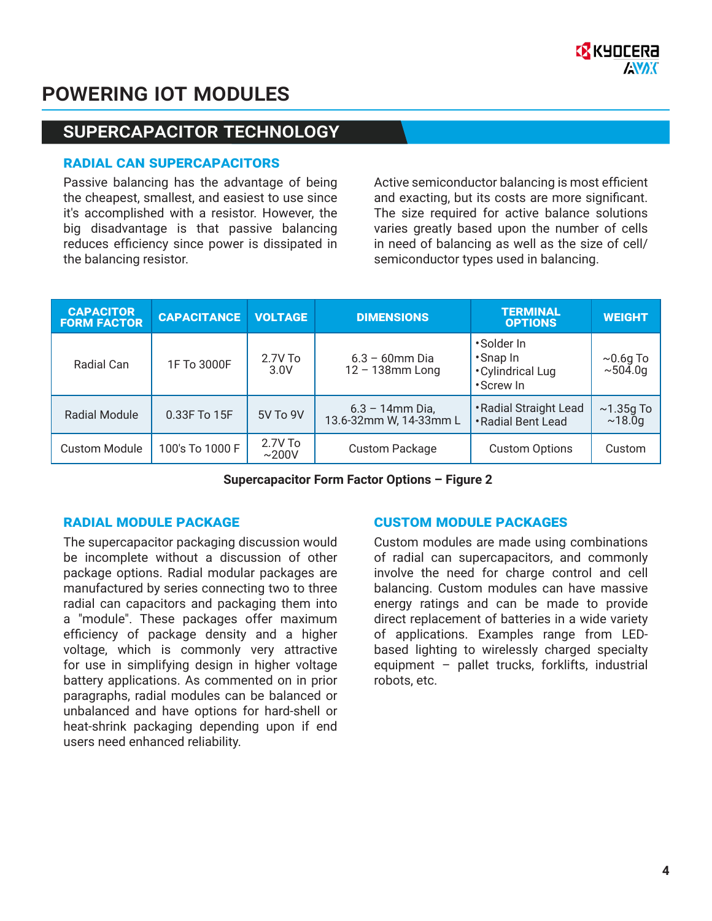# POWERING IOT MODULES

## SUPERCAPACITOR TECHNOLOGY

### RADIAL CAN SUPERCAPACITORS

Passive balancing has the advantage of being the cheapest, smallest, and easiest to use since it's accomplished with a resistor. However, the big disadvantage is that passive balancing reduces efficiency since power is dissipated in the balancing resistor.

Active semiconductor balancing is most efficient and exacting, but its costs are more significant. The size required for active balance solutions varies greatly based upon the number of cells in need of balancing as well as the size of cell/semiconductor types used in balancing.

| CAPACITOR FORM FACTOR | CAPACITANCE | VOLTAGE | DIMENSIONS | TERMINAL OPTIONS | WEIGHT |
|---|---|---|---|---|---|
| Radial Can | 1F To 3000F | 2.7V To 3.0V | 6.3 – 60mm Dia 12 – 138mm Long | •Solder In •Snap In •Cylindrical Lug •Screw In | ~0.6g To ~504.0g |
| Radial Module | 0.33F To 15F | 5V To 9V | 6.3 – 14mm Dia, 13.6-32mm W, 14-33mm L | •Radial Straight Lead •Radial Bent Lead | ~1.35g To ~18.0g |
| Custom Module | 100's To 1000 F | 2.7V To ~200V | Custom Package | Custom Options | Custom |

**Supercapacitor Form Factor Options – Figure 2**

### RADIAL MODULE PACKAGE

The supercapacitor packaging discussion would be incomplete without a discussion of other package options. Radial modular packages are manufactured by series connecting two to three radial can capacitors and packaging them into a "module". These packages offer maximum efficiency of package density and a higher voltage, which is commonly very attractive for use in simplifying design in higher voltage battery applications. As commented on in prior paragraphs, radial modules can be balanced or unbalanced and have options for hard-shell or heat-shrink packaging depending upon if end users need enhanced reliability.

### CUSTOM MODULE PACKAGES

Custom modules are made using combinations of radial can supercapacitors, and commonly involve the need for charge control and cell balancing. Custom modules can have massive energy ratings and can be made to provide direct replacement of batteries in a wide variety of applications. Examples range from LED-based lighting to wirelessly charged specialty equipment – pallet trucks, forklifts, industrial robots, etc.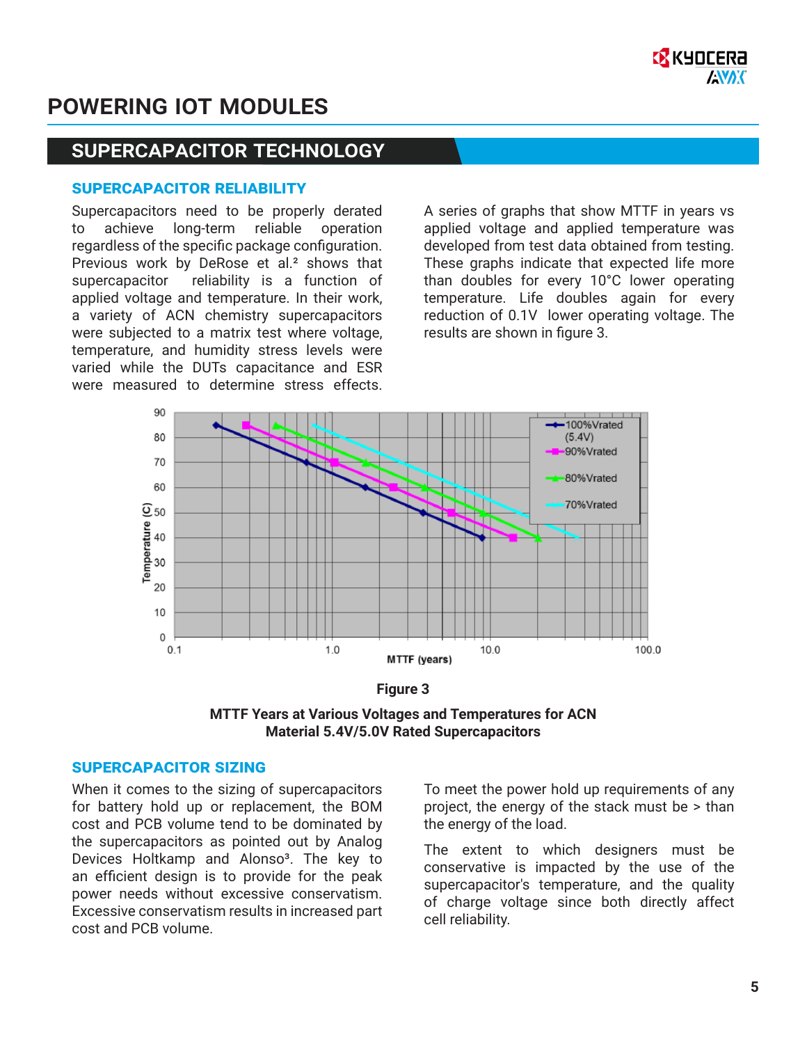# POWERING IOT MODULES

## SUPERCAPACITOR TECHNOLOGY

### SUPERCAPACITOR RELIABILITY

Supercapacitors need to be properly derated to achieve long-term reliable operation regardless of the specific package configuration. Previous work by DeRose et al.[2] shows that supercapacitor reliability is a function of applied voltage and temperature. In their work, a variety of ACN chemistry supercapacitors were subjected to a matrix test where voltage, temperature, and humidity stress levels were varied while the DUTs capacitance and ESR were measured to determine stress effects.

A series of graphs that show MTTF in years vs applied voltage and applied temperature was developed from test data obtained from testing. These graphs indicate that expected life more than doubles for every 10°C lower operating temperature. Life doubles again for every reduction of 0.1V lower operating voltage. The results are shown in figure 3.

**Figure 3**

**MTTF Years at Various Voltages and Temperatures for ACN Material 5.4V/5.0V Rated Supercapacitors**

### SUPERCAPACITOR SIZING

When it comes to the sizing of supercapacitors for battery hold up or replacement, the BOM cost and PCB volume tend to be dominated by the supercapacitors as pointed out by Analog Devices Holtkamp and Alonso[3]. The key to an efficient design is to provide for the peak power needs without excessive conservatism. Excessive conservatism results in increased part cost and PCB volume.

To meet the power hold up requirements of any project, the energy of the stack must be > than the energy of the load.

The extent to which designers must be conservative is impacted by the use of the supercapacitor's temperature, and the quality of charge voltage since both directly affect cell reliability.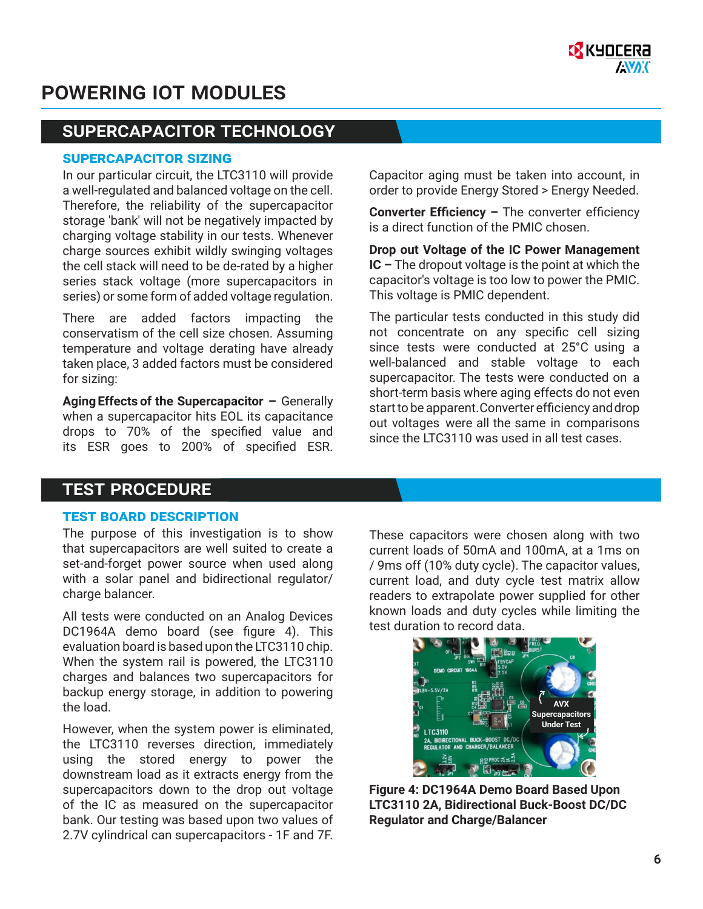# POWERING IOT MODULES

## SUPERCAPACITOR TECHNOLOGY

### SUPERCAPACITOR SIZING

In our particular circuit, the LTC3110 will provide a well-regulated and balanced voltage on the cell. Therefore, the reliability of the supercapacitor storage 'bank' will not be negatively impacted by charging voltage stability in our tests. Whenever charge sources exhibit wildly swinging voltages the cell stack will need to be de-rated by a higher series stack voltage (more supercapacitors in series) or some form of added voltage regulation.

There are added factors impacting the conservatism of the cell size chosen. Assuming temperature and voltage derating have already taken place, 3 added factors must be considered for sizing:

**Aging Effects of the Supercapacitor –** Generally when a supercapacitor hits EOL its capacitance drops to 70% of the specified value and its ESR goes to 200% of specified ESR. Capacitor aging must be taken into account, in order to provide Energy Stored > Energy Needed.

**Converter Efficiency –** The converter efficiency is a direct function of the PMIC chosen.

**Drop out Voltage of the IC Power Management IC –** The dropout voltage is the point at which the capacitor's voltage is too low to power the PMIC. This voltage is PMIC dependent.

The particular tests conducted in this study did not concentrate on any specific cell sizing since tests were conducted at 25°C using a well-balanced and stable voltage to each supercapacitor. The tests were conducted on a short-term basis where aging effects do not even start to be apparent. Converter efficiency and drop out voltages were all the same in comparisons since the LTC3110 was used in all test cases.

## TEST PROCEDURE

### TEST BOARD DESCRIPTION

The purpose of this investigation is to show that supercapacitors are well suited to create a set-and-forget power source when used along with a solar panel and bidirectional regulator/charge balancer.

All tests were conducted on an Analog Devices DC1964A demo board (see figure 4). This evaluation board is based upon the LTC3110 chip. When the system rail is powered, the LTC3110 charges and balances two supercapacitors for backup energy storage, in addition to powering the load.

However, when the system power is eliminated, the LTC3110 reverses direction, immediately using the stored energy to power the downstream load as it extracts energy from the supercapacitors down to the drop out voltage of the IC as measured on the supercapacitor bank. Our testing was based upon two values of 2.7V cylindrical can supercapacitors - 1F and 7F.

These capacitors were chosen along with two current loads of 50mA and 100mA, at a 1ms on / 9ms off (10% duty cycle). The capacitor values, current load, and duty cycle test matrix allow readers to extrapolate power supplied for other known loads and duty cycles while limiting the test duration to record data.

**Figure 4: DC1964A Demo Board Based Upon LTC3110 2A, Bidirectional Buck-Boost DC/DC Regulator and Charge/Balancer**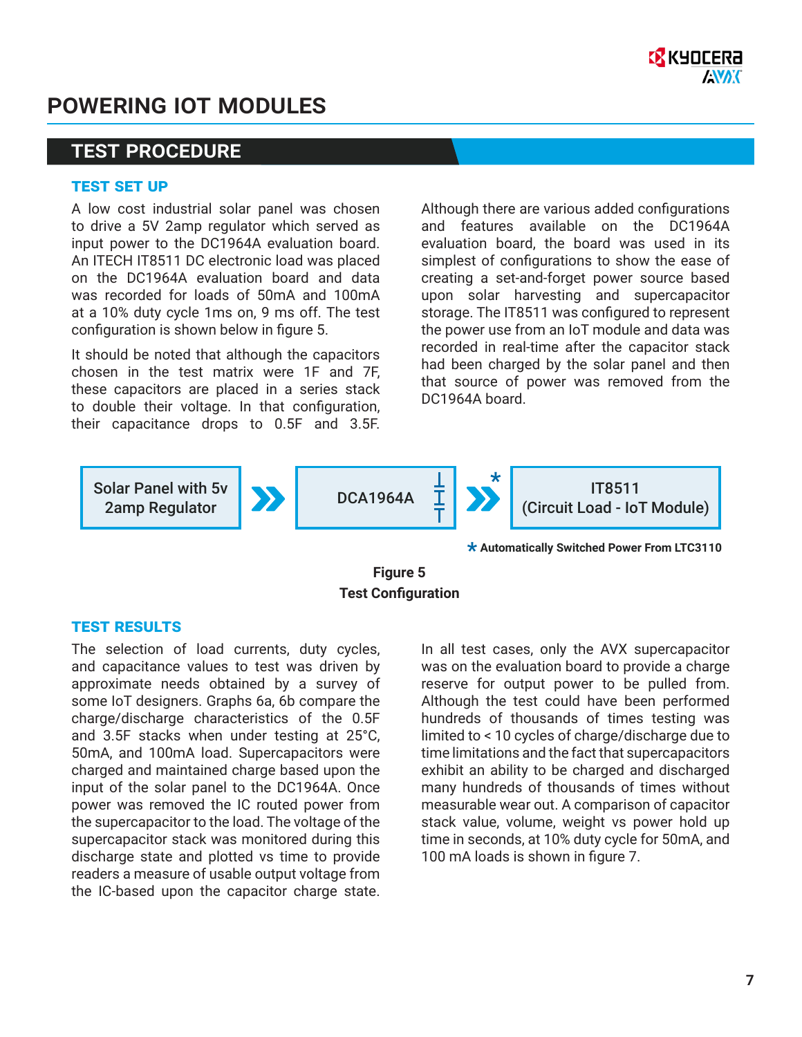# POWERING IOT MODULES

## TEST PROCEDURE

### TEST SET UP

A low cost industrial solar panel was chosen to drive a 5V 2amp regulator which served as input power to the DC1964A evaluation board. An ITECH IT8511 DC electronic load was placed on the DC1964A evaluation board and data was recorded for loads of 50mA and 100mA at a 10% duty cycle 1ms on, 9 ms off. The test configuration is shown below in figure 5.

It should be noted that although the capacitors chosen in the test matrix were 1F and 7F, these capacitors are placed in a series stack to double their voltage. In that configuration, their capacitance drops to 0.5F and 3.5F.

Although there are various added configurations and features available on the DC1964A evaluation board, the board was used in its simplest of configurations to show the ease of creating a set-and-forget power source based upon solar harvesting and supercapacitor storage. The IT8511 was configured to represent the power use from an IoT module and data was recorded in real-time after the capacitor stack had been charged by the solar panel and then that source of power was removed from the DC1964A board.

Solar Panel with 5v 2amp Regulator » DCA1964A » * IT8511 (Circuit Load - IoT Module)

* Automatically Switched Power From LTC3110

**Figure 5**
**Test Configuration**

### TEST RESULTS

The selection of load currents, duty cycles, and capacitance values to test was driven by approximate needs obtained by a survey of some IoT designers. Graphs 6a, 6b compare the charge/discharge characteristics of the 0.5F and 3.5F stacks when under testing at 25°C, 50mA, and 100mA load. Supercapacitors were charged and maintained charge based upon the input of the solar panel to the DC1964A. Once power was removed the IC routed power from the supercapacitor to the load. The voltage of the supercapacitor stack was monitored during this discharge state and plotted vs time to provide readers a measure of usable output voltage from the IC-based upon the capacitor charge state.

In all test cases, only the AVX supercapacitor was on the evaluation board to provide a charge reserve for output power to be pulled from. Although the test could have been performed hundreds of thousands of times testing was limited to < 10 cycles of charge/discharge due to time limitations and the fact that supercapacitors exhibit an ability to be charged and discharged many hundreds of thousands of times without measurable wear out. A comparison of capacitor stack value, volume, weight vs power hold up time in seconds, at 10% duty cycle for 50mA, and 100 mA loads is shown in figure 7.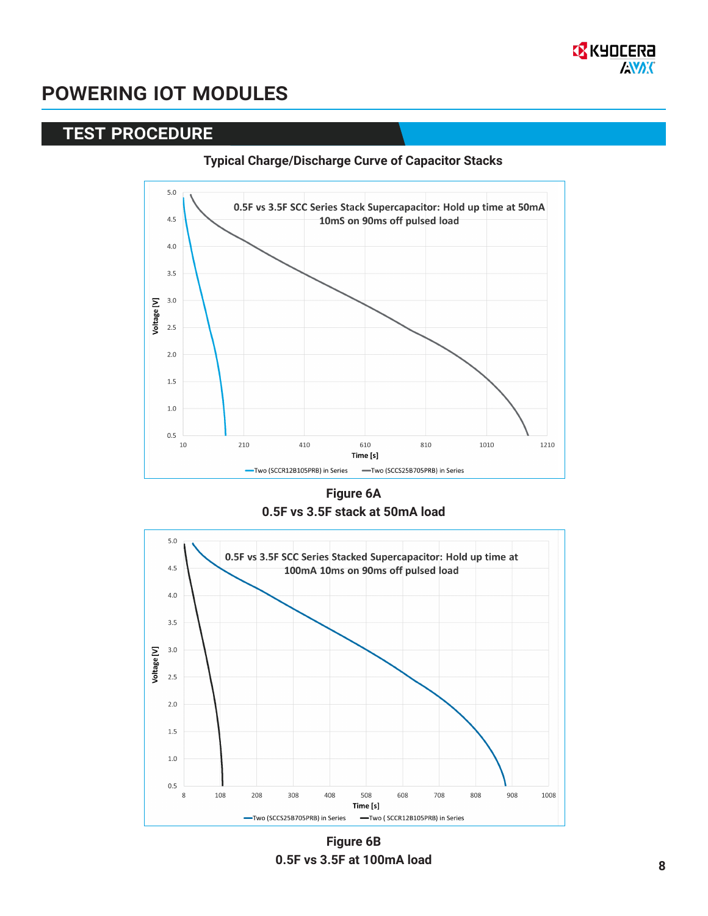# POWERING IOT MODULES

## TEST PROCEDURE

**Typical Charge/Discharge Curve of Capacitor Stacks**

0.5F vs 3.5F SCC Series Stack Supercapacitor: Hold up time at 50mA 10mS on 90ms off pulsed load

**Figure 6A**
**0.5F vs 3.5F stack at 50mA load**

0.5F vs 3.5F SCC Series Stacked Supercapacitor: Hold up time at 100mA 10ms on 90ms off pulsed load

**Figure 6B**
**0.5F vs 3.5F at 100mA load**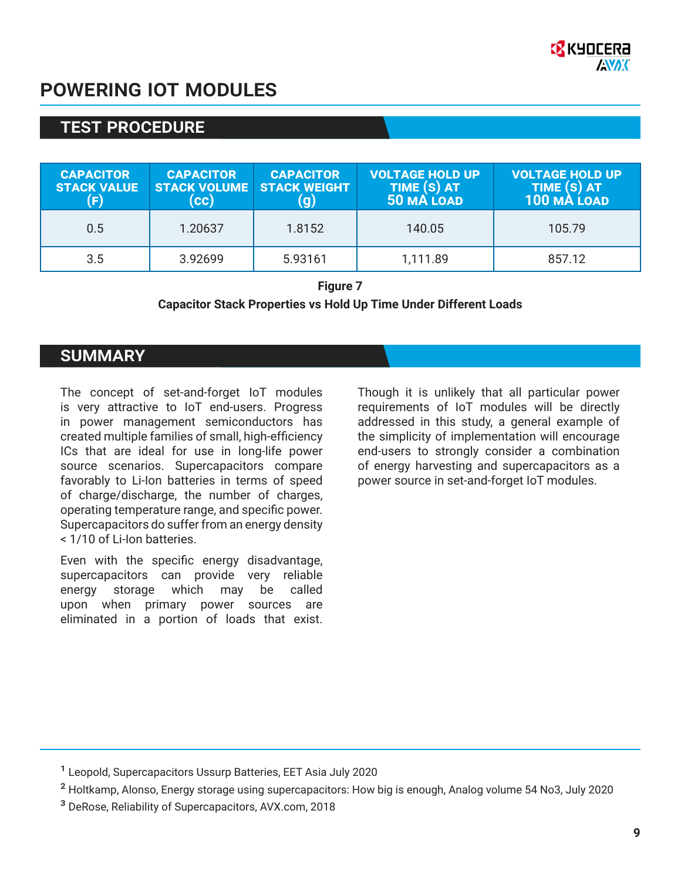# POWERING IOT MODULES

## TEST PROCEDURE

| CAPACITOR STACK VALUE (F) | CAPACITOR STACK VOLUME (cc) | CAPACITOR STACK WEIGHT (g) | VOLTAGE HOLD UP TIME (S) AT 50 MA LOAD | VOLTAGE HOLD UP TIME (S) AT 100 MA LOAD |
|---|---|---|---|---|
| 0.5 | 1.20637 | 1.8152 | 140.05 | 105.79 |
| 3.5 | 3.92699 | 5.93161 | 1,111.89 | 857.12 |

**Figure 7**

**Capacitor Stack Properties vs Hold Up Time Under Different Loads**

## SUMMARY

The concept of set-and-forget IoT modules is very attractive to IoT end-users. Progress in power management semiconductors has created multiple families of small, high-efficiency ICs that are ideal for use in long-life power source scenarios. Supercapacitors compare favorably to Li-Ion batteries in terms of speed of charge/discharge, the number of charges, operating temperature range, and specific power. Supercapacitors do suffer from an energy density < 1/10 of Li-Ion batteries.

Even with the specific energy disadvantage, supercapacitors can provide very reliable energy storage which may be called upon when primary power sources are eliminated in a portion of loads that exist.

Though it is unlikely that all particular power requirements of IoT modules will be directly addressed in this study, a general example of the simplicity of implementation will encourage end-users to strongly consider a combination of energy harvesting and supercapacitors as a power source in set-and-forget IoT modules.

---

[1] Leopold, Supercapacitors Ussurp Batteries, EET Asia July 2020

[2] Holtkamp, Alonso, Energy storage using supercapacitors: How big is enough, Analog volume 54 No3, July 2020

[3] DeRose, Reliability of Supercapacitors, AVX.com, 2018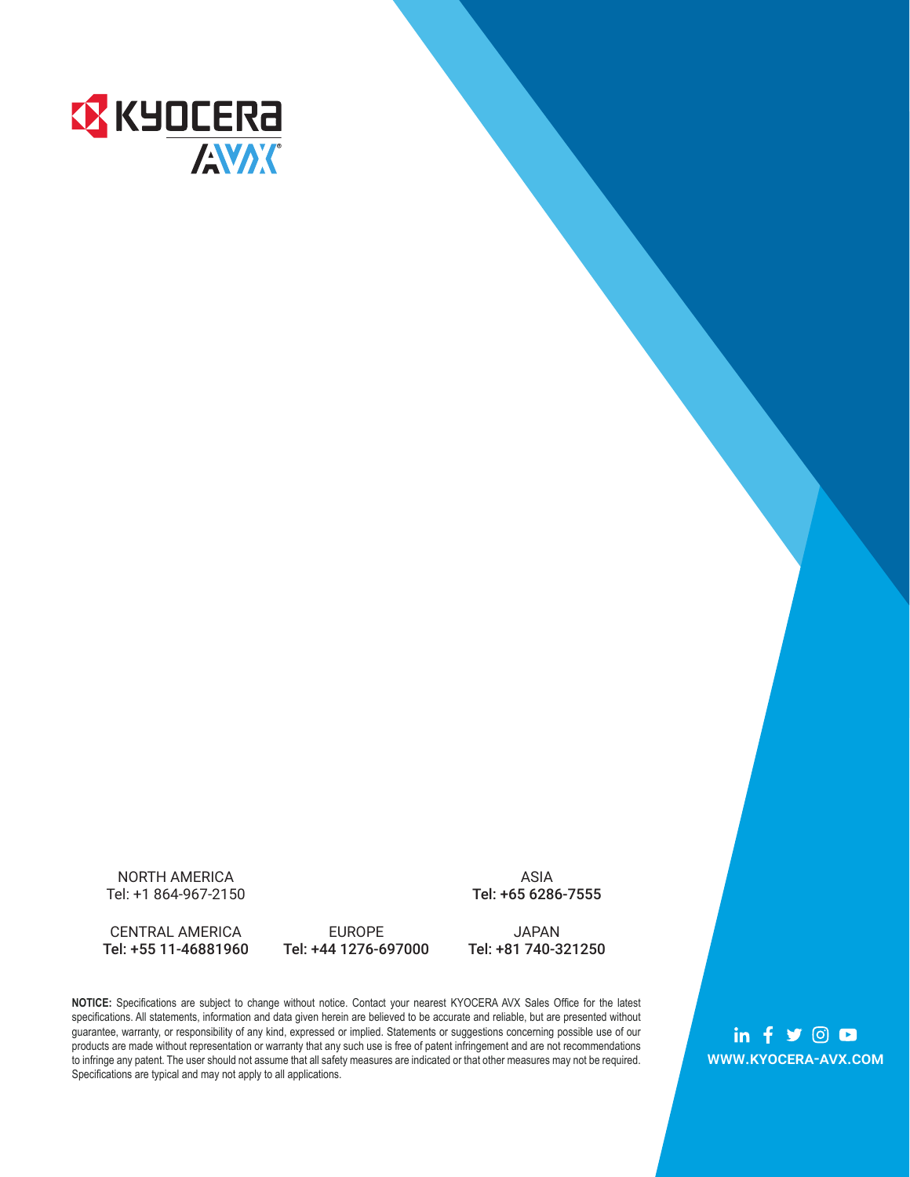NORTH AMERICA
Tel: +1 864-967-2150

ASIA
Tel: +65 6286-7555

CENTRAL AMERICA
Tel: +55 11-46881960

EUROPE
Tel: +44 1276-697000

JAPAN
Tel: +81 740-321250

**NOTICE:** Specifications are subject to change without notice. Contact your nearest KYOCERA AVX Sales Office for the latest specifications. All statements, information and data given herein are believed to be accurate and reliable, but are presented without guarantee, warranty, or responsibility of any kind, expressed or implied. Statements or suggestions concerning possible use of our products are made without representation or warranty that any such use is free of patent infringement and are not recommendations to infringe any patent. The user should not assume that all safety measures are indicated or that other measures may not be required. Specifications are typical and may not apply to all applications.

**WWW.KYOCERA-AVX.COM**